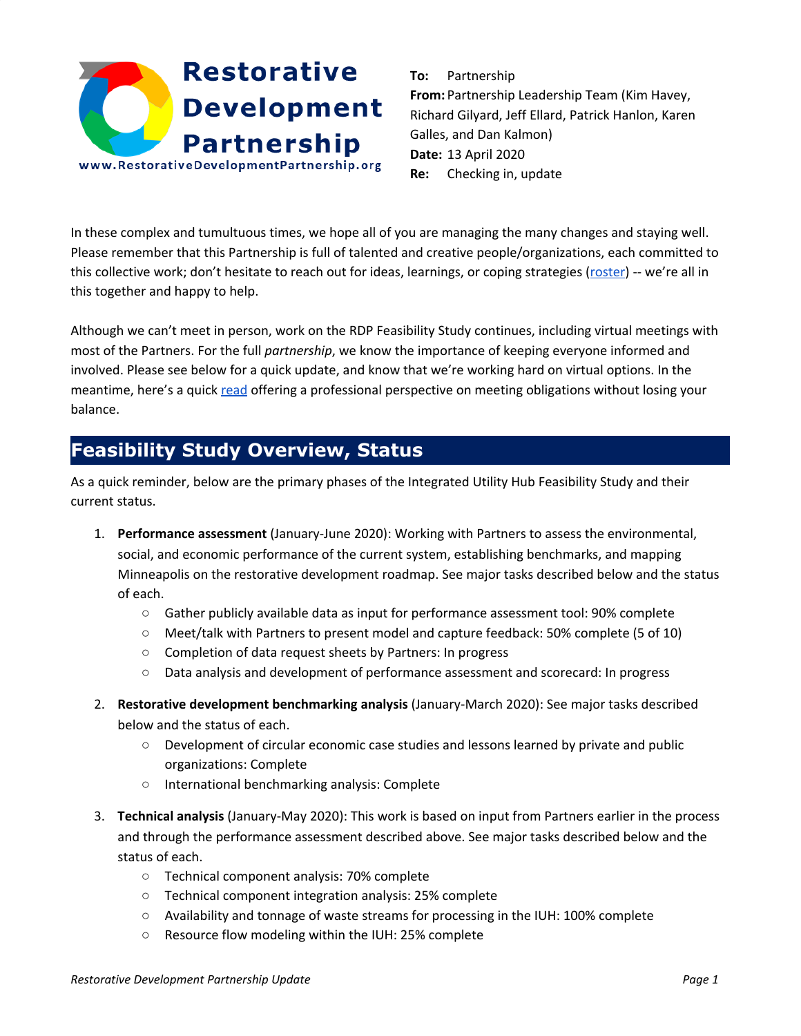**Restorative Development Partnership**
www.RestorativeDevelopmentPartnership.org

**To:** Partnership
**From:** Partnership Leadership Team (Kim Havey, Richard Gilyard, Jeff Ellard, Patrick Hanlon, Karen Galles, and Dan Kalmon)
**Date:** 13 April 2020
**Re:** Checking in, update

In these complex and tumultuous times, we hope all of you are managing the many changes and staying well. Please remember that this Partnership is full of talented and creative people/organizations, each committed to this collective work; don't hesitate to reach out for ideas, learnings, or coping strategies (roster) -- we're all in this together and happy to help.

Although we can't meet in person, work on the RDP Feasibility Study continues, including virtual meetings with most of the Partners. For the full *partnership*, we know the importance of keeping everyone informed and involved. Please see below for a quick update, and know that we're working hard on virtual options. In the meantime, here's a quick read offering a professional perspective on meeting obligations without losing your balance.

## Feasibility Study Overview, Status

As a quick reminder, below are the primary phases of the Integrated Utility Hub Feasibility Study and their current status.

1. **Performance assessment** (January-June 2020): Working with Partners to assess the environmental, social, and economic performance of the current system, establishing benchmarks, and mapping Minneapolis on the restorative development roadmap. See major tasks described below and the status of each.
   - Gather publicly available data as input for performance assessment tool: 90% complete
   - Meet/talk with Partners to present model and capture feedback: 50% complete (5 of 10)
   - Completion of data request sheets by Partners: In progress
   - Data analysis and development of performance assessment and scorecard: In progress
2. **Restorative development benchmarking analysis** (January-March 2020): See major tasks described below and the status of each.
   - Development of circular economic case studies and lessons learned by private and public organizations: Complete
   - International benchmarking analysis: Complete
3. **Technical analysis** (January-May 2020): This work is based on input from Partners earlier in the process and through the performance assessment described above. See major tasks described below and the status of each.
   - Technical component analysis: 70% complete
   - Technical component integration analysis: 25% complete
   - Availability and tonnage of waste streams for processing in the IUH: 100% complete
   - Resource flow modeling within the IUH: 25% complete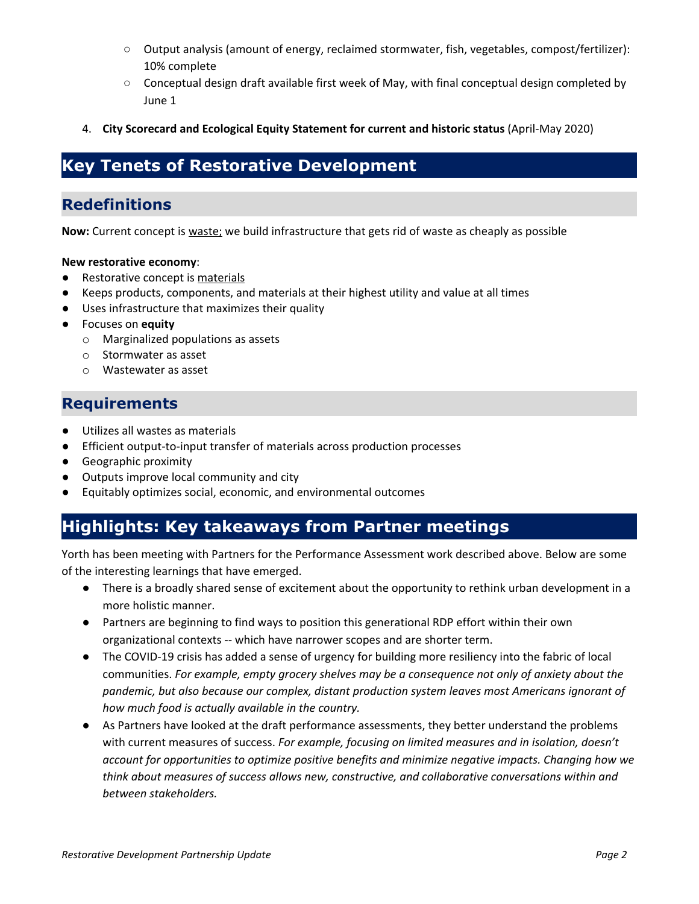- Output analysis (amount of energy, reclaimed stormwater, fish, vegetables, compost/fertilizer): 10% complete
- Conceptual design draft available first week of May, with final conceptual design completed by June 1

4. **City Scorecard and Ecological Equity Statement for current and historic status** (April-May 2020)

# Key Tenets of Restorative Development

## Redefinitions

**Now:** Current concept is <u>waste;</u> we build infrastructure that gets rid of waste as cheaply as possible

**New restorative economy**:

- Restorative concept is <u>materials</u>
- Keeps products, components, and materials at their highest utility and value at all times
- Uses infrastructure that maximizes their quality
- Focuses on **equity**
  - Marginalized populations as assets
  - Stormwater as asset
  - Wastewater as asset

## Requirements

- Utilizes all wastes as materials
- Efficient output-to-input transfer of materials across production processes
- Geographic proximity
- Outputs improve local community and city
- Equitably optimizes social, economic, and environmental outcomes

# Highlights: Key takeaways from Partner meetings

Yorth has been meeting with Partners for the Performance Assessment work described above. Below are some of the interesting learnings that have emerged.

- There is a broadly shared sense of excitement about the opportunity to rethink urban development in a more holistic manner.
- Partners are beginning to find ways to position this generational RDP effort within their own organizational contexts -- which have narrower scopes and are shorter term.
- The COVID-19 crisis has added a sense of urgency for building more resiliency into the fabric of local communities. *For example, empty grocery shelves may be a consequence not only of anxiety about the pandemic, but also because our complex, distant production system leaves most Americans ignorant of how much food is actually available in the country.*
- As Partners have looked at the draft performance assessments, they better understand the problems with current measures of success. *For example, focusing on limited measures and in isolation, doesn't account for opportunities to optimize positive benefits and minimize negative impacts. Changing how we think about measures of success allows new, constructive, and collaborative conversations within and between stakeholders.*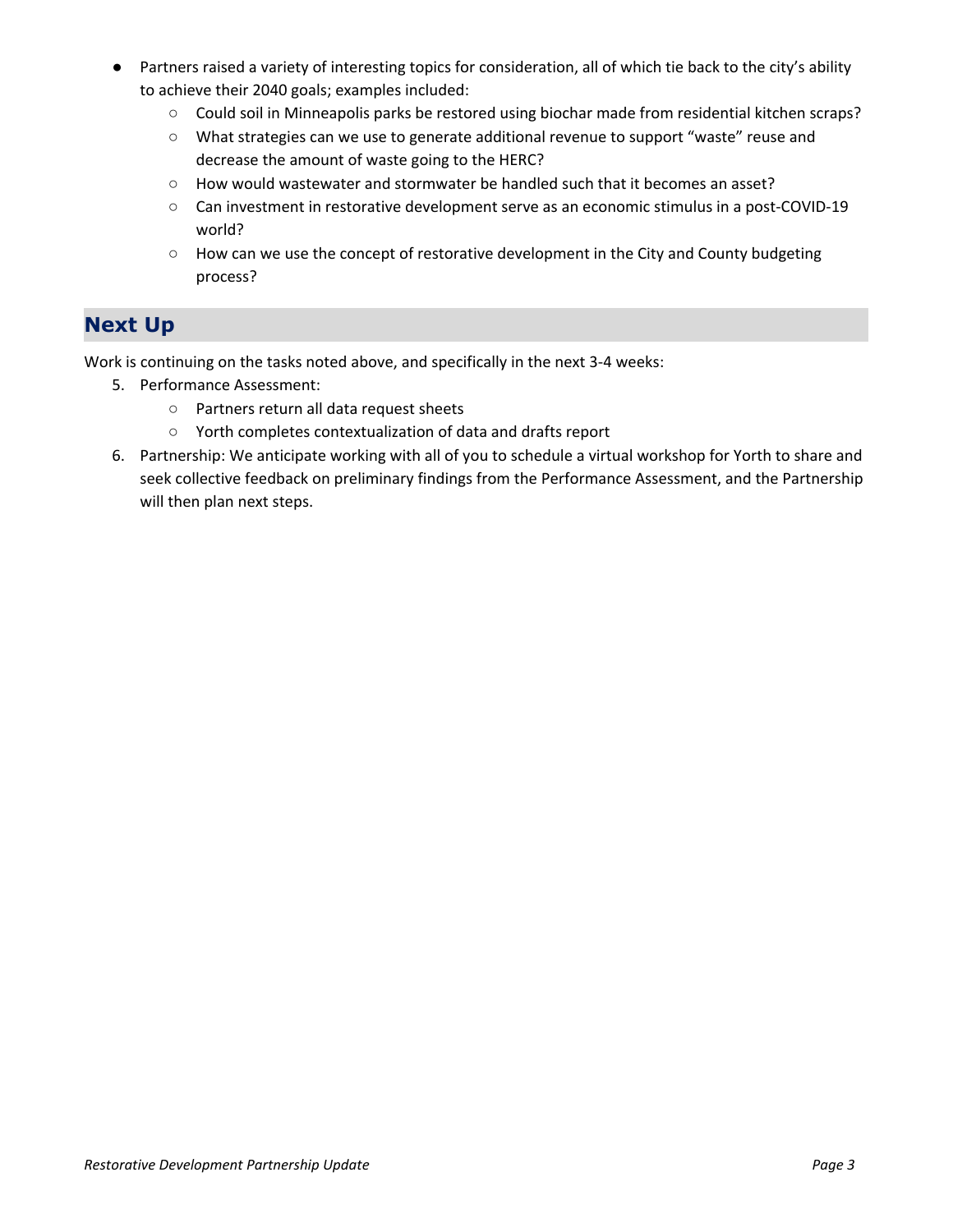- Partners raised a variety of interesting topics for consideration, all of which tie back to the city's ability to achieve their 2040 goals; examples included:
    - Could soil in Minneapolis parks be restored using biochar made from residential kitchen scraps?
    - What strategies can we use to generate additional revenue to support "waste" reuse and decrease the amount of waste going to the HERC?
    - How would wastewater and stormwater be handled such that it becomes an asset?
    - Can investment in restorative development serve as an economic stimulus in a post-COVID-19 world?
    - How can we use the concept of restorative development in the City and County budgeting process?

## Next Up

Work is continuing on the tasks noted above, and specifically in the next 3-4 weeks:

5. Performance Assessment:
    - Partners return all data request sheets
    - Yorth completes contextualization of data and drafts report
6. Partnership: We anticipate working with all of you to schedule a virtual workshop for Yorth to share and seek collective feedback on preliminary findings from the Performance Assessment, and the Partnership will then plan next steps.